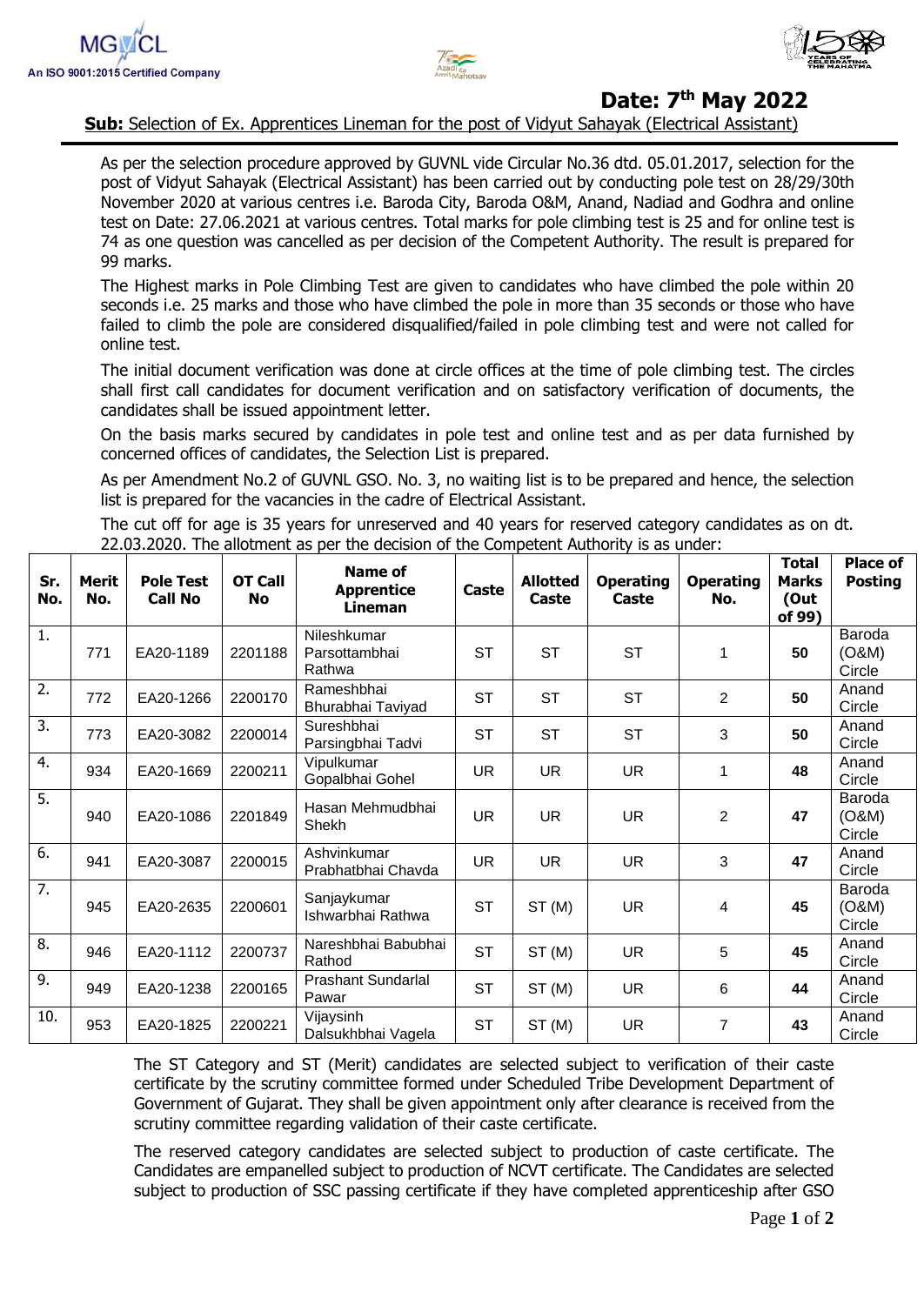MGVCL
An ISO 9001:2015 Certified Company

**Date: 7th May 2022**

**Sub:** Selection of Ex. Apprentices Lineman for the post of Vidyut Sahayak (Electrical Assistant)

As per the selection procedure approved by GUVNL vide Circular No.36 dtd. 05.01.2017, selection for the post of Vidyut Sahayak (Electrical Assistant) has been carried out by conducting pole test on 28/29/30th November 2020 at various centres i.e. Baroda City, Baroda O&M, Anand, Nadiad and Godhra and online test on Date: 27.06.2021 at various centres. Total marks for pole climbing test is 25 and for online test is 74 as one question was cancelled as per decision of the Competent Authority. The result is prepared for 99 marks.

The Highest marks in Pole Climbing Test are given to candidates who have climbed the pole within 20 seconds i.e. 25 marks and those who have climbed the pole in more than 35 seconds or those who have failed to climb the pole are considered disqualified/failed in pole climbing test and were not called for online test.

The initial document verification was done at circle offices at the time of pole climbing test. The circles shall first call candidates for document verification and on satisfactory verification of documents, the candidates shall be issued appointment letter.

On the basis marks secured by candidates in pole test and online test and as per data furnished by concerned offices of candidates, the Selection List is prepared.

As per Amendment No.2 of GUVNL GSO. No. 3, no waiting list is to be prepared and hence, the selection list is prepared for the vacancies in the cadre of Electrical Assistant.

The cut off for age is 35 years for unreserved and 40 years for reserved category candidates as on dt. 22.03.2020. The allotment as per the decision of the Competent Authority is as under:

| Sr. No. | Merit No. | Pole Test Call No | OT Call No | Name of Apprentice Lineman | Caste | Allotted Caste | Operating Caste | Operating No. | Total Marks (Out of 99) | Place of Posting |
|---|---|---|---|---|---|---|---|---|---|---|
| 1. | 771 | EA20-1189 | 2201188 | Nileshkumar Parsottambhai Rathwa | ST | ST | ST | 1 | **50** | Baroda (O&M) Circle |
| 2. | 772 | EA20-1266 | 2200170 | Rameshbhai Bhurabhai Taviyad | ST | ST | ST | 2 | **50** | Anand Circle |
| 3. | 773 | EA20-3082 | 2200014 | Sureshbhai Parsingbhai Tadvi | ST | ST | ST | 3 | **50** | Anand Circle |
| 4. | 934 | EA20-1669 | 2200211 | Vipulkumar Gopalbhai Gohel | UR | UR | UR | 1 | **48** | Anand Circle |
| 5. | 940 | EA20-1086 | 2201849 | Hasan Mehmudbhai Shekh | UR | UR | UR | 2 | **47** | Baroda (O&M) Circle |
| 6. | 941 | EA20-3087 | 2200015 | Ashvinkumar Prabhatbhai Chavda | UR | UR | UR | 3 | **47** | Anand Circle |
| 7. | 945 | EA20-2635 | 2200601 | Sanjaykumar Ishwarbhai Rathwa | ST | ST (M) | UR | 4 | **45** | Baroda (O&M) Circle |
| 8. | 946 | EA20-1112 | 2200737 | Nareshbhai Babubhai Rathod | ST | ST (M) | UR | 5 | **45** | Anand Circle |
| 9. | 949 | EA20-1238 | 2200165 | Prashant Sundarlal Pawar | ST | ST (M) | UR | 6 | **44** | Anand Circle |
| 10. | 953 | EA20-1825 | 2200221 | Vijaysinh Dalsukhbhai Vagela | ST | ST (M) | UR | 7 | **43** | Anand Circle |

The ST Category and ST (Merit) candidates are selected subject to verification of their caste certificate by the scrutiny committee formed under Scheduled Tribe Development Department of Government of Gujarat. They shall be given appointment only after clearance is received from the scrutiny committee regarding validation of their caste certificate.

The reserved category candidates are selected subject to production of caste certificate. The Candidates are empanelled subject to production of NCVT certificate. The Candidates are selected subject to production of SSC passing certificate if they have completed apprenticeship after GSO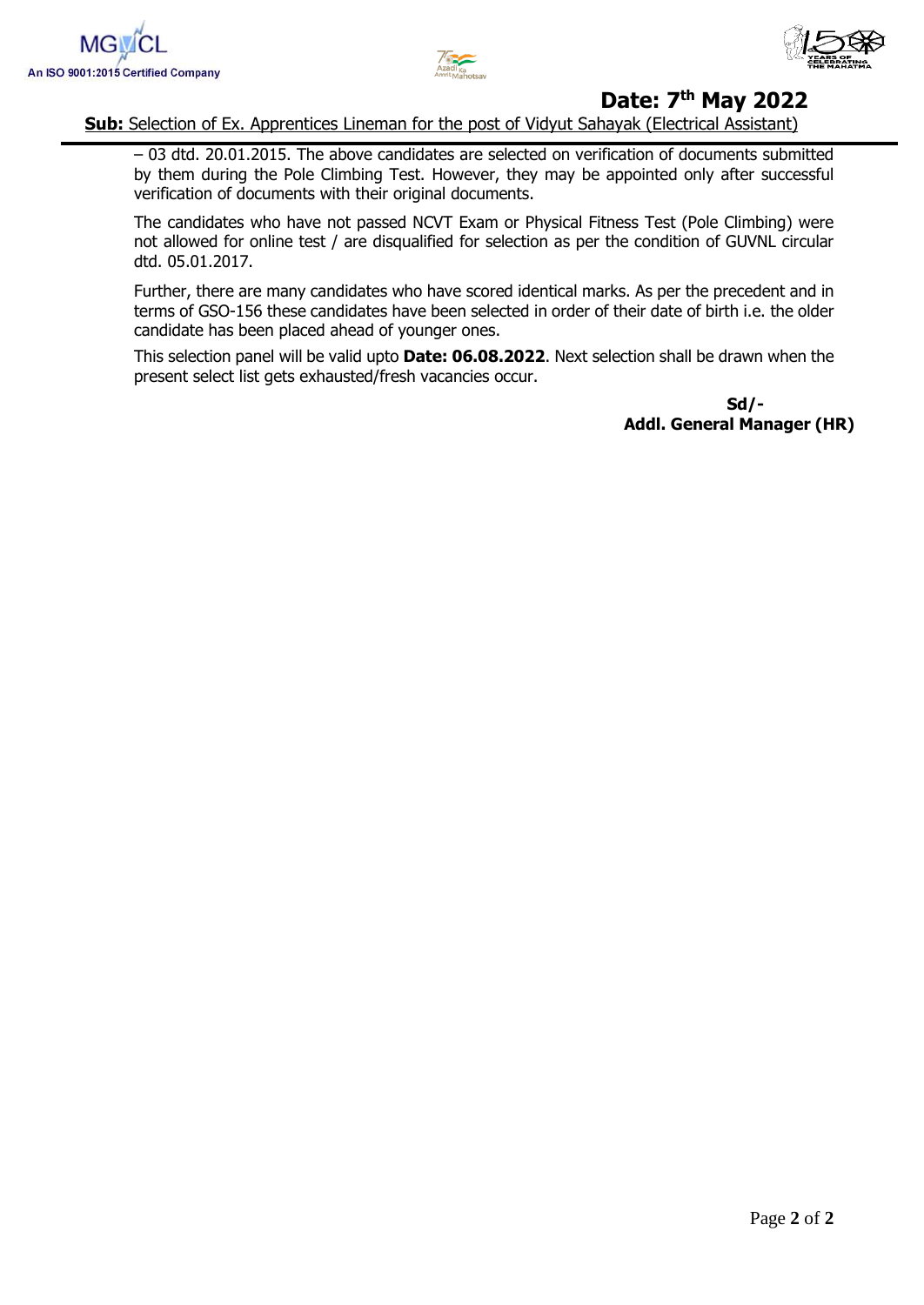**Date: 7th May 2022**

**Sub:** Selection of Ex. Apprentices Lineman for the post of Vidyut Sahayak (Electrical Assistant)

– 03 dtd. 20.01.2015. The above candidates are selected on verification of documents submitted by them during the Pole Climbing Test. However, they may be appointed only after successful verification of documents with their original documents.

The candidates who have not passed NCVT Exam or Physical Fitness Test (Pole Climbing) were not allowed for online test / are disqualified for selection as per the condition of GUVNL circular dtd. 05.01.2017.

Further, there are many candidates who have scored identical marks. As per the precedent and in terms of GSO-156 these candidates have been selected in order of their date of birth i.e. the older candidate has been placed ahead of younger ones.

This selection panel will be valid upto **Date: 06.08.2022**. Next selection shall be drawn when the present select list gets exhausted/fresh vacancies occur.

**Sd/-**
**Addl. General Manager (HR)**